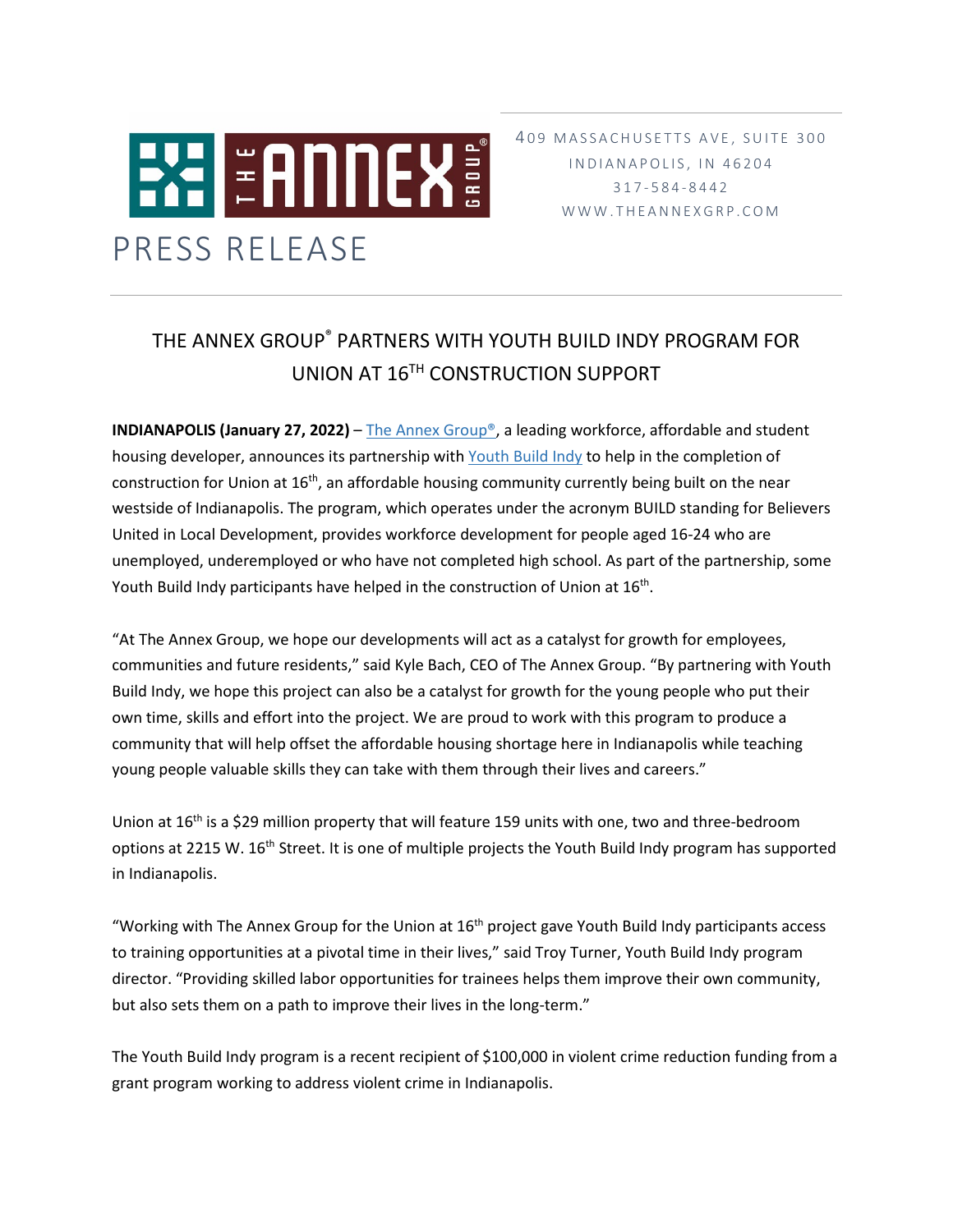409 MASSACHUSETTS AVE, SUITE 300
INDIANAPOLIS, IN 46204
317-584-8442
WWW.THEANNEXGRP.COM

PRESS RELEASE

# THE ANNEX GROUP® PARTNERS WITH YOUTH BUILD INDY PROGRAM FOR UNION AT 16TH CONSTRUCTION SUPPORT

**INDIANAPOLIS (January 27, 2022)** – The Annex Group®, a leading workforce, affordable and student housing developer, announces its partnership with Youth Build Indy to help in the completion of construction for Union at 16th, an affordable housing community currently being built on the near westside of Indianapolis. The program, which operates under the acronym BUILD standing for Believers United in Local Development, provides workforce development for people aged 16-24 who are unemployed, underemployed or who have not completed high school. As part of the partnership, some Youth Build Indy participants have helped in the construction of Union at 16th.

"At The Annex Group, we hope our developments will act as a catalyst for growth for employees, communities and future residents," said Kyle Bach, CEO of The Annex Group. "By partnering with Youth Build Indy, we hope this project can also be a catalyst for growth for the young people who put their own time, skills and effort into the project. We are proud to work with this program to produce a community that will help offset the affordable housing shortage here in Indianapolis while teaching young people valuable skills they can take with them through their lives and careers."

Union at 16th is a $29 million property that will feature 159 units with one, two and three-bedroom options at 2215 W. 16th Street. It is one of multiple projects the Youth Build Indy program has supported in Indianapolis.

"Working with The Annex Group for the Union at 16th project gave Youth Build Indy participants access to training opportunities at a pivotal time in their lives," said Troy Turner, Youth Build Indy program director. "Providing skilled labor opportunities for trainees helps them improve their own community, but also sets them on a path to improve their lives in the long-term."

The Youth Build Indy program is a recent recipient of $100,000 in violent crime reduction funding from a grant program working to address violent crime in Indianapolis.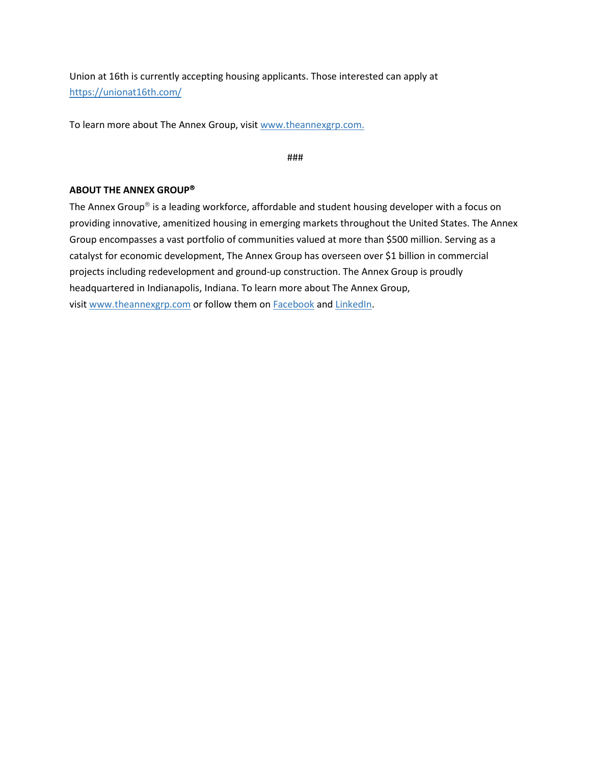Union at 16th is currently accepting housing applicants. Those interested can apply at https://unionat16th.com/

To learn more about The Annex Group, visit www.theannexgrp.com.

###

**ABOUT THE ANNEX GROUP®**

The Annex Group® is a leading workforce, affordable and student housing developer with a focus on providing innovative, amenitized housing in emerging markets throughout the United States. The Annex Group encompasses a vast portfolio of communities valued at more than $500 million. Serving as a catalyst for economic development, The Annex Group has overseen over $1 billion in commercial projects including redevelopment and ground-up construction. The Annex Group is proudly headquartered in Indianapolis, Indiana. To learn more about The Annex Group, visit www.theannexgrp.com or follow them on Facebook and LinkedIn.